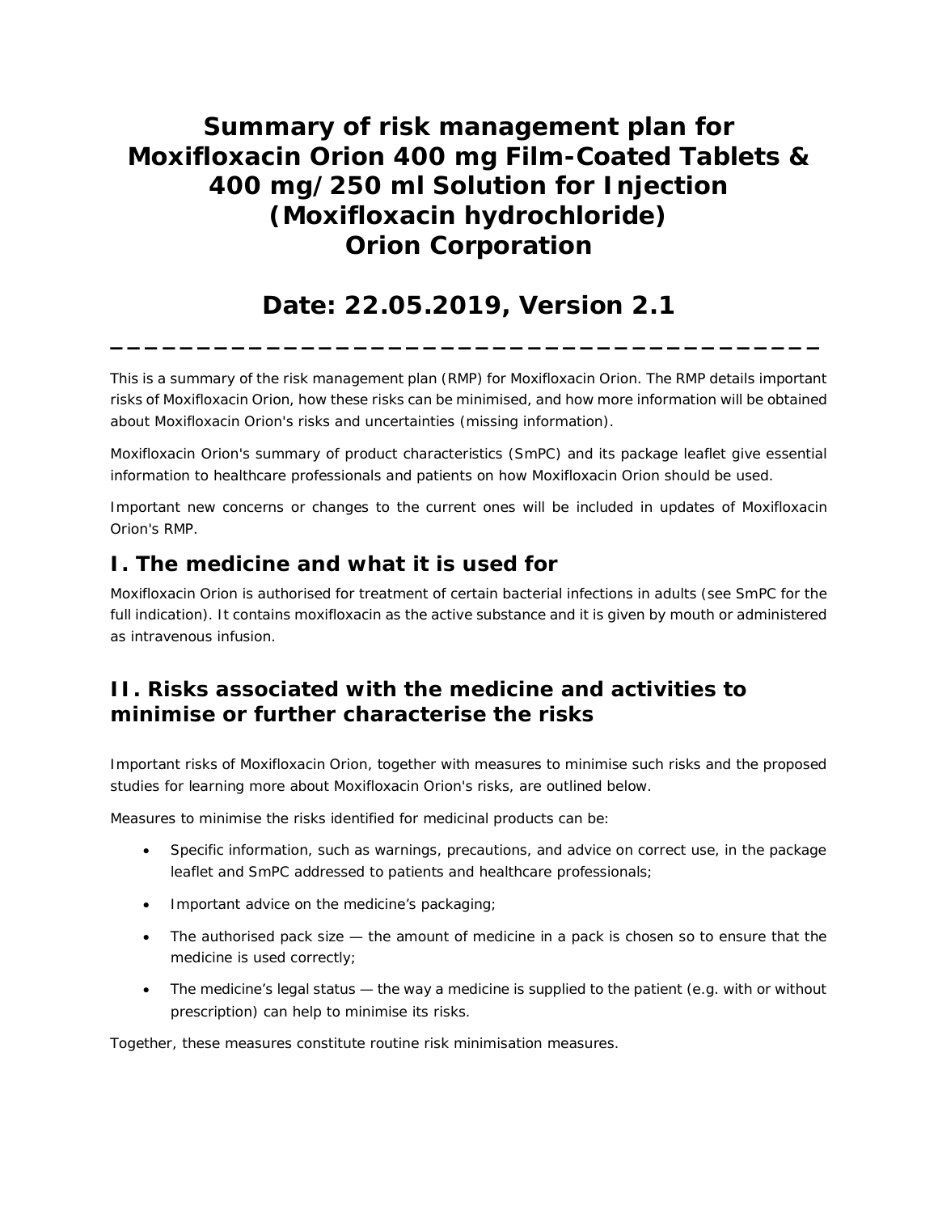# Summary of risk management plan for Moxifloxacin Orion 400 mg Film-Coated Tablets & 400 mg/250 ml Solution for Injection (Moxifloxacin hydrochloride) Orion Corporation

## Date: 22.05.2019, Version 2.1

---

This is a summary of the risk management plan (RMP) for Moxifloxacin Orion. The RMP details important risks of Moxifloxacin Orion, how these risks can be minimised, and how more information will be obtained about Moxifloxacin Orion's risks and uncertainties (missing information).

Moxifloxacin Orion's summary of product characteristics (SmPC) and its package leaflet give essential information to healthcare professionals and patients on how Moxifloxacin Orion should be used.

Important new concerns or changes to the current ones will be included in updates of Moxifloxacin Orion's RMP.

## I. The medicine and what it is used for

Moxifloxacin Orion is authorised for treatment of certain bacterial infections in adults (see SmPC for the full indication). It contains moxifloxacin as the active substance and it is given by mouth or administered as intravenous infusion.

## II. Risks associated with the medicine and activities to minimise or further characterise the risks

Important risks of Moxifloxacin Orion, together with measures to minimise such risks and the proposed studies for learning more about Moxifloxacin Orion's risks, are outlined below.

Measures to minimise the risks identified for medicinal products can be:

- Specific information, such as warnings, precautions, and advice on correct use, in the package leaflet and SmPC addressed to patients and healthcare professionals;
- Important advice on the medicine's packaging;
- The authorised pack size — the amount of medicine in a pack is chosen so to ensure that the medicine is used correctly;
- The medicine's legal status — the way a medicine is supplied to the patient (e.g. with or without prescription) can help to minimise its risks.

Together, these measures constitute routine risk minimisation measures.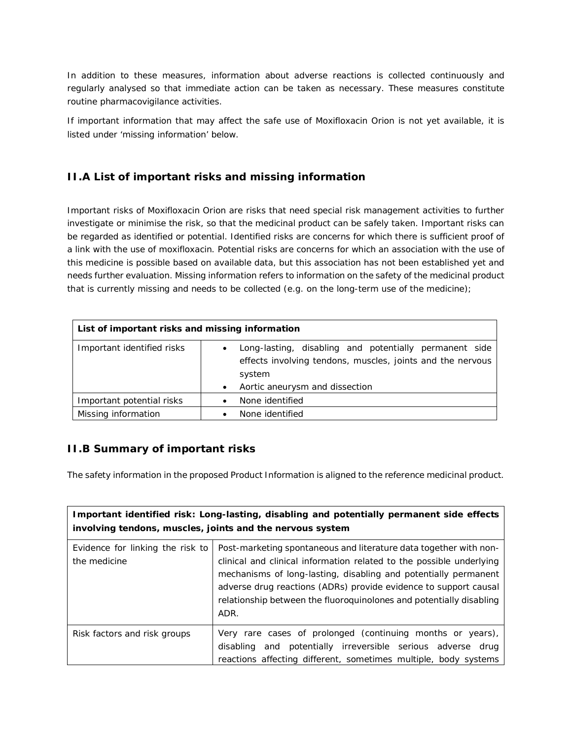In addition to these measures, information about adverse reactions is collected continuously and regularly analysed so that immediate action can be taken as necessary. These measures constitute routine pharmacovigilance activities.

If important information that may affect the safe use of Moxifloxacin Orion is not yet available, it is listed under 'missing information' below.

## II.A List of important risks and missing information

Important risks of Moxifloxacin Orion are risks that need special risk management activities to further investigate or minimise the risk, so that the medicinal product can be safely taken. Important risks can be regarded as identified or potential. Identified risks are concerns for which there is sufficient proof of a link with the use of moxifloxacin. Potential risks are concerns for which an association with the use of this medicine is possible based on available data, but this association has not been established yet and needs further evaluation. Missing information refers to information on the safety of the medicinal product that is currently missing and needs to be collected (e.g. on the long-term use of the medicine);

| **List of important risks and missing information** | |
|---|---|
| Important identified risks | • Long-lasting, disabling and potentially permanent side effects involving tendons, muscles, joints and the nervous system<br>• Aortic aneurysm and dissection |
| Important potential risks | • None identified |
| Missing information | • None identified |

## II.B Summary of important risks

The safety information in the proposed Product Information is aligned to the reference medicinal product.

| **Important identified risk: Long-lasting, disabling and potentially permanent side effects involving tendons, muscles, joints and the nervous system** | |
|---|---|
| Evidence for linking the risk to the medicine | Post-marketing spontaneous and literature data together with non-clinical and clinical information related to the possible underlying mechanisms of long-lasting, disabling and potentially permanent adverse drug reactions (ADRs) provide evidence to support causal relationship between the fluoroquinolones and potentially disabling ADR. |
| Risk factors and risk groups | Very rare cases of prolonged (continuing months or years), disabling and potentially irreversible serious adverse drug reactions affecting different, sometimes multiple, body systems |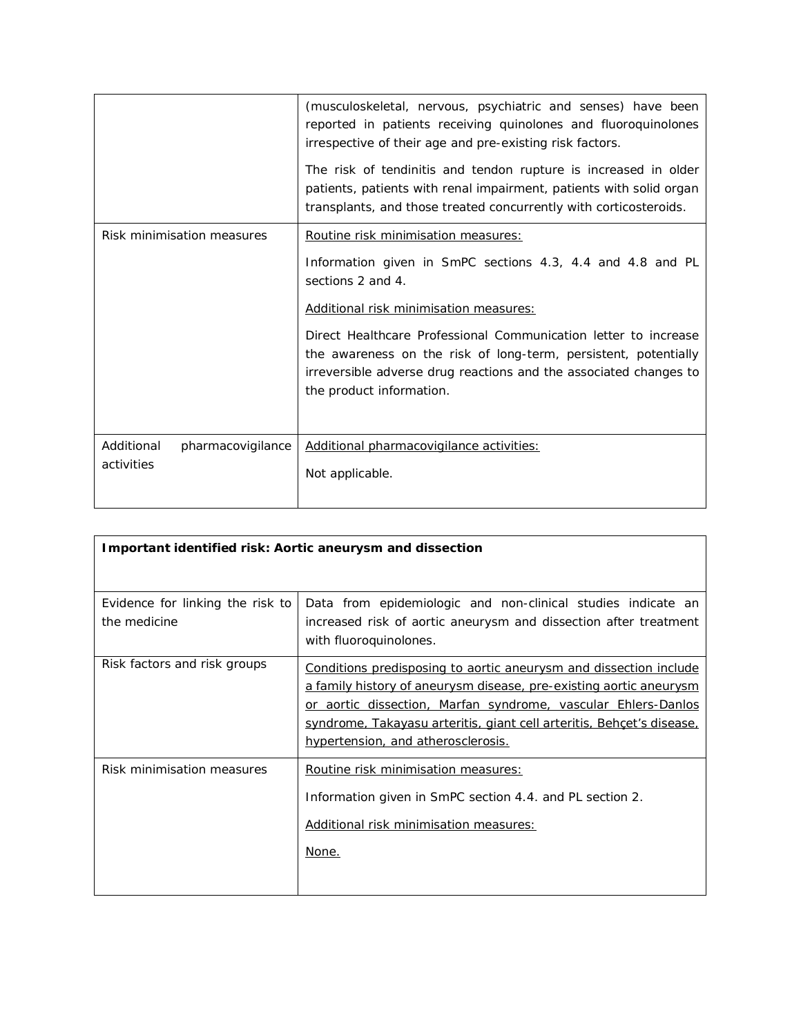| | |
|---|---|
| | (musculoskeletal, nervous, psychiatric and senses) have been reported in patients receiving quinolones and fluoroquinolones irrespective of their age and pre-existing risk factors.<br><br>The risk of tendinitis and tendon rupture is increased in older patients, patients with renal impairment, patients with solid organ transplants, and those treated concurrently with corticosteroids. |
| Risk minimisation measures | <u>Routine risk minimisation measures:</u><br><br>Information given in SmPC sections 4.3, 4.4 and 4.8 and PL sections 2 and 4.<br><br><u>Additional risk minimisation measures:</u><br><br>Direct Healthcare Professional Communication letter to increase the awareness on the risk of long-term, persistent, potentially irreversible adverse drug reactions and the associated changes to the product information. |
| Additional pharmacovigilance activities | <u>Additional pharmacovigilance activities:</u><br><br>Not applicable. |

| **Important identified risk: Aortic aneurysm and dissection** | |
|---|---|
| Evidence for linking the risk to the medicine | Data from epidemiologic and non-clinical studies indicate an increased risk of aortic aneurysm and dissection after treatment with fluoroquinolones. |
| Risk factors and risk groups | <u>Conditions predisposing to aortic aneurysm and dissection include a family history of aneurysm disease, pre-existing aortic aneurysm or aortic dissection, Marfan syndrome, vascular Ehlers-Danlos syndrome, Takayasu arteritis, giant cell arteritis, Behçet's disease, hypertension, and atherosclerosis.</u> |
| Risk minimisation measures | <u>Routine risk minimisation measures:</u><br><br>Information given in SmPC section 4.4. and PL section 2.<br><br><u>Additional risk minimisation measures:</u><br><br><u>None.</u> |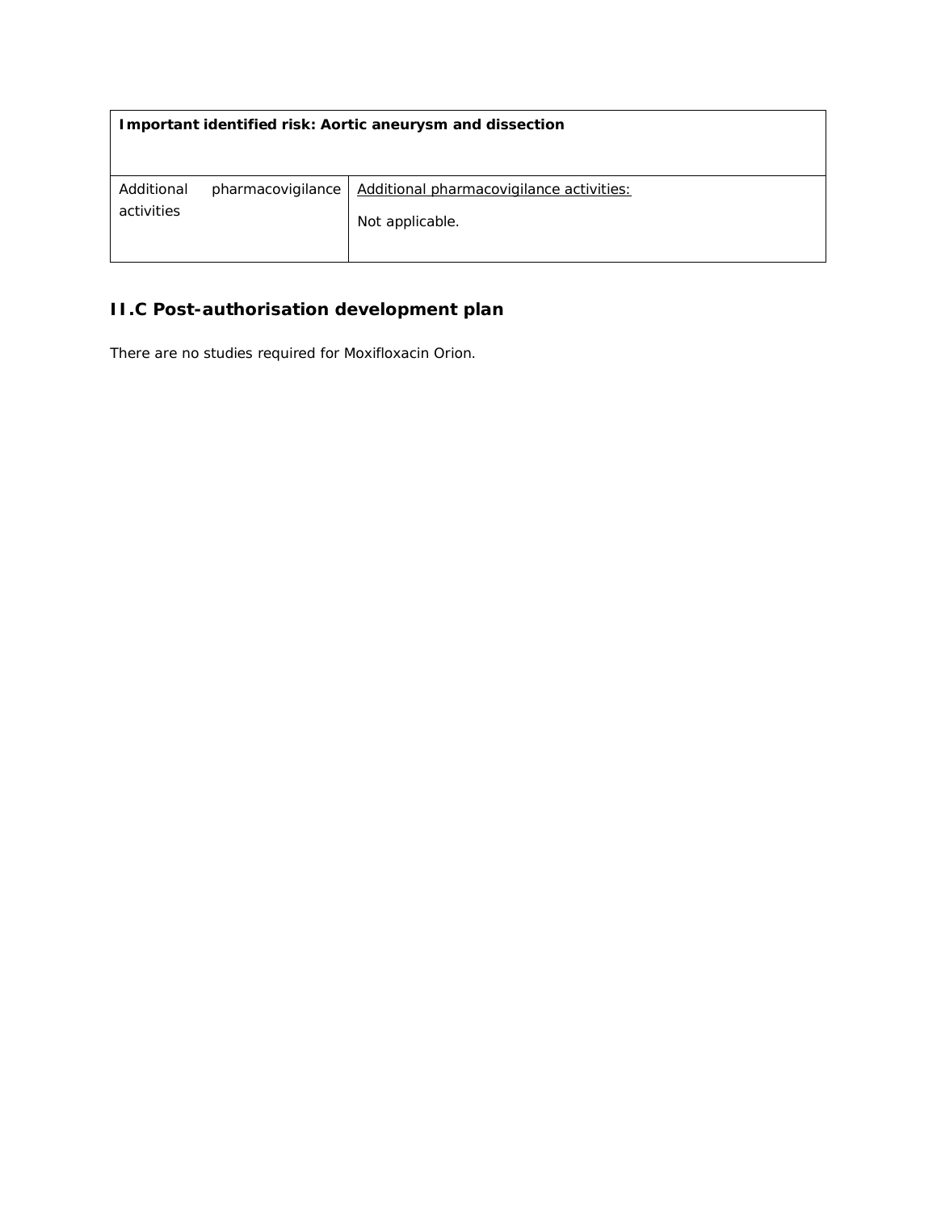| **Important identified risk: Aortic aneurysm and dissection** | |
|---|---|
| Additional pharmacovigilance activities | Additional pharmacovigilance activities:<br><br>Not applicable. |

## II.C Post-authorisation development plan

There are no studies required for Moxifloxacin Orion.